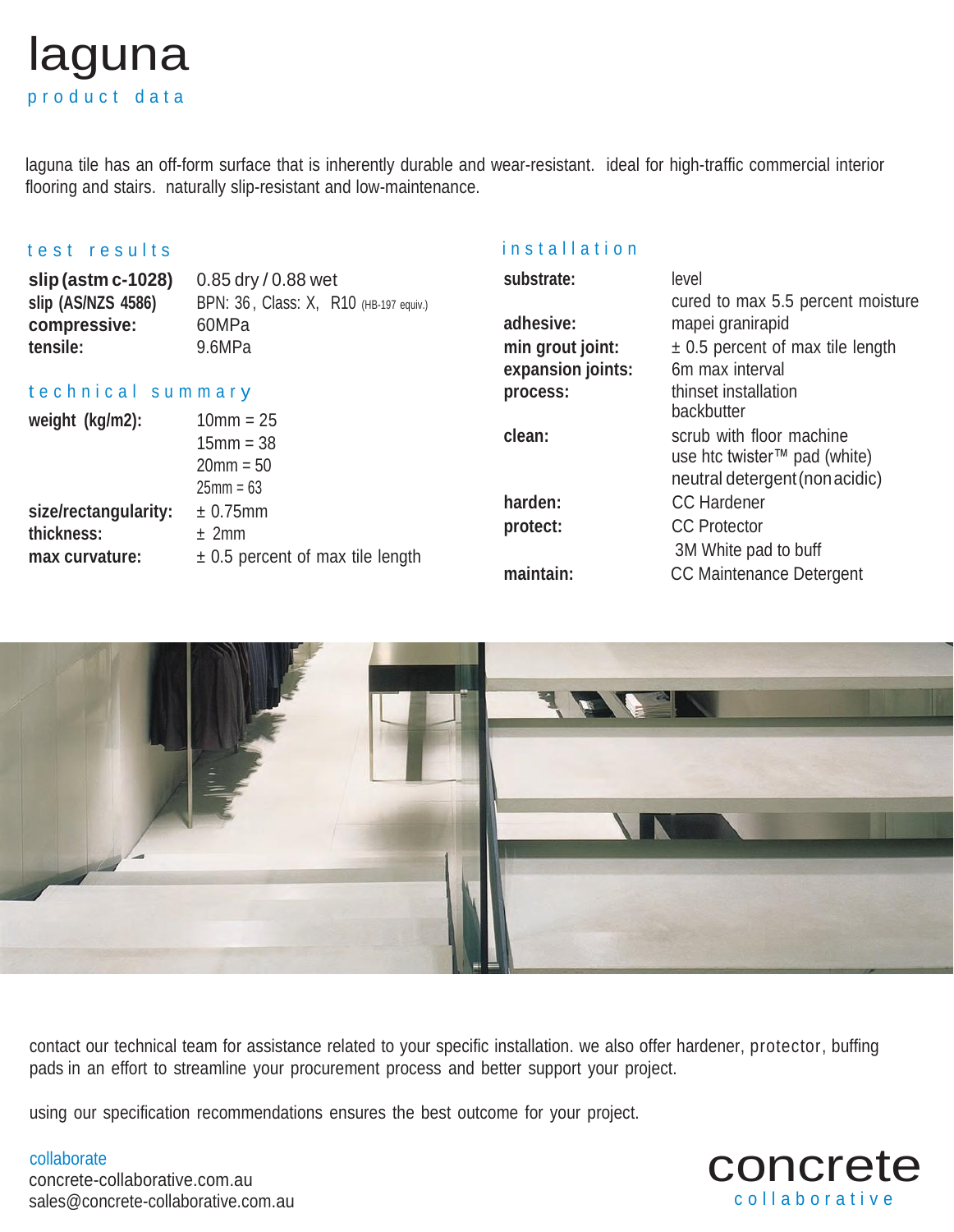# laguna

## product data

laguna tile has an off-form surface that is inherently durable and wear-resistant. ideal for high-traffic commercial interior flooring and stairs. naturally slip-resistant and low-maintenance.

### test results

| | |
|---|---|
| **slip (astm c-1028)** | 0.85 dry / 0.88 wet |
| **slip (AS/NZS 4586)** | BPN: 36, Class: X, R10 (HB-197 equiv.) |
| **compressive:** | 60MPa |
| **tensile:** | 9.6MPa |

### technical summary

| | |
|---|---|
| **weight (kg/m2):** | 10mm = 25<br>15mm = 38<br>20mm = 50<br>25mm = 63 |
| **size/rectangularity:** | ± 0.75mm |
| **thickness:** | ± 2mm |
| **max curvature:** | ± 0.5 percent of max tile length |

### installation

| | |
|---|---|
| **substrate:** | level<br>cured to max 5.5 percent moisture |
| **adhesive:** | mapei granirapid |
| **min grout joint:** | ± 0.5 percent of max tile length |
| **expansion joints:** | 6m max interval |
| **process:** | thinset installation<br>backbutter |
| **clean:** | scrub with floor machine<br>use htc twister™ pad (white)<br>neutral detergent (non acidic) |
| **harden:** | CC Hardener |
| **protect:** | CC Protector<br>3M White pad to buff |
| **maintain:** | CC Maintenance Detergent |

contact our technical team for assistance related to your specific installation. we also offer hardener, protector, buffing pads in an effort to streamline your procurement process and better support your project.

using our specification recommendations ensures the best outcome for your project.

collaborate
concrete-collaborative.com.au
sales@concrete-collaborative.com.au

concrete collaborative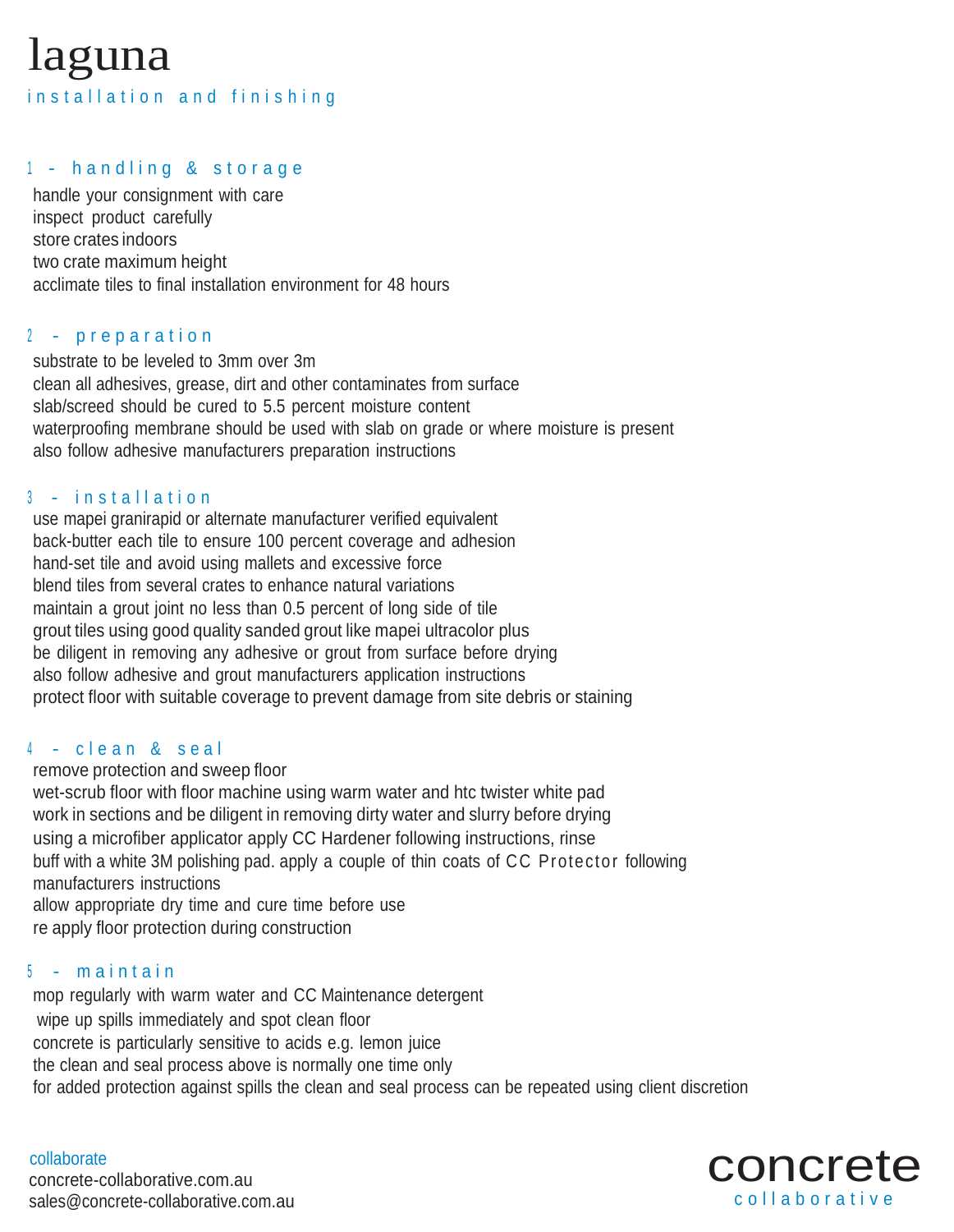# laguna

installation and finishing

## 1 - handling & storage

handle your consignment with care
inspect product carefully
store crates indoors
two crate maximum height
acclimate tiles to final installation environment for 48 hours

## 2 - preparation

substrate to be leveled to 3mm over 3m
clean all adhesives, grease, dirt and other contaminates from surface
slab/screed should be cured to 5.5 percent moisture content
waterproofing membrane should be used with slab on grade or where moisture is present
also follow adhesive manufacturers preparation instructions

## 3 - installation

use mapei granirapid or alternate manufacturer verified equivalent
back-butter each tile to ensure 100 percent coverage and adhesion
hand-set tile and avoid using mallets and excessive force
blend tiles from several crates to enhance natural variations
maintain a grout joint no less than 0.5 percent of long side of tile
grout tiles using good quality sanded grout like mapei ultracolor plus
be diligent in removing any adhesive or grout from surface before drying
also follow adhesive and grout manufacturers application instructions
protect floor with suitable coverage to prevent damage from site debris or staining

## 4 - clean & seal

remove protection and sweep floor
wet-scrub floor with floor machine using warm water and htc twister white pad
work in sections and be diligent in removing dirty water and slurry before drying
using a microfiber applicator apply CC Hardener following instructions, rinse
buff with a white 3M polishing pad. apply a couple of thin coats of CC Protector following manufacturers instructions
allow appropriate dry time and cure time before use
re apply floor protection during construction

## 5 - maintain

mop regularly with warm water and CC Maintenance detergent
wipe up spills immediately and spot clean floor
concrete is particularly sensitive to acids e.g. lemon juice
the clean and seal process above is normally one time only
for added protection against spills the clean and seal process can be repeated using client discretion

collaborate
concrete-collaborative.com.au
sales@concrete-collaborative.com.au

concrete
collaborative